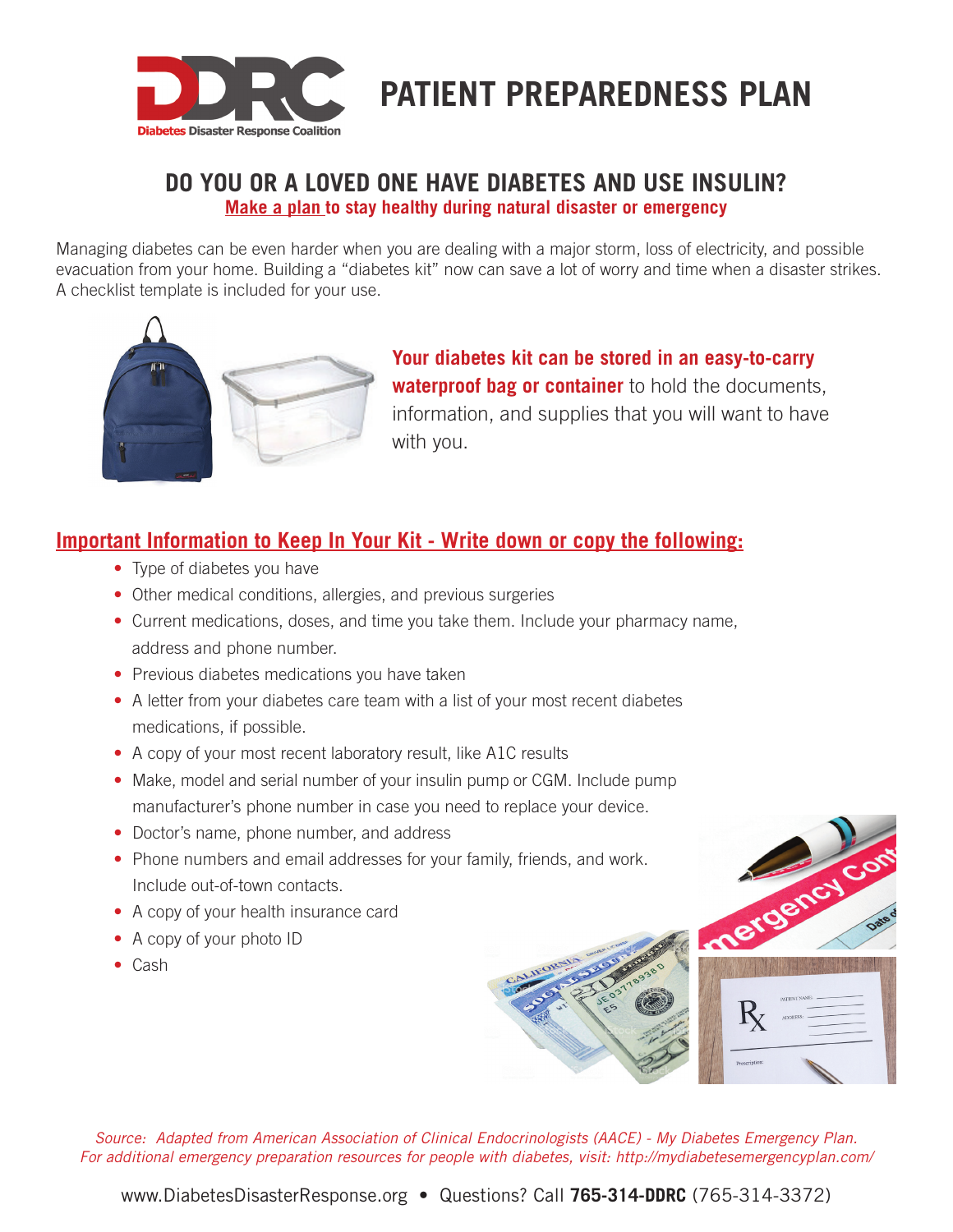# PATIENT PREPAREDNESS PLAN

Diabetes Disaster Response Coalition

## DO YOU OR A LOVED ONE HAVE DIABETES AND USE INSULIN?

**Make a plan to stay healthy during natural disaster or emergency**

Managing diabetes can be even harder when you are dealing with a major storm, loss of electricity, and possible evacuation from your home. Building a "diabetes kit" now can save a lot of worry and time when a disaster strikes. A checklist template is included for your use.

**Your diabetes kit can be stored in an easy-to-carry waterproof bag or container** to hold the documents, information, and supplies that you will want to have with you.

### Important Information to Keep In Your Kit - Write down or copy the following:

- Type of diabetes you have
- Other medical conditions, allergies, and previous surgeries
- Current medications, doses, and time you take them. Include your pharmacy name, address and phone number.
- Previous diabetes medications you have taken
- A letter from your diabetes care team with a list of your most recent diabetes medications, if possible.
- A copy of your most recent laboratory result, like A1C results
- Make, model and serial number of your insulin pump or CGM. Include pump manufacturer's phone number in case you need to replace your device.
- Doctor's name, phone number, and address
- Phone numbers and email addresses for your family, friends, and work. Include out-of-town contacts.
- A copy of your health insurance card
- A copy of your photo ID
- Cash

*Source: Adapted from American Association of Clinical Endocrinologists (AACE) - My Diabetes Emergency Plan. For additional emergency preparation resources for people with diabetes, visit: http://mydiabetesemergencyplan.com/*

www.DiabetesDisasterResponse.org • Questions? Call **765-314-DDRC** (765-314-3372)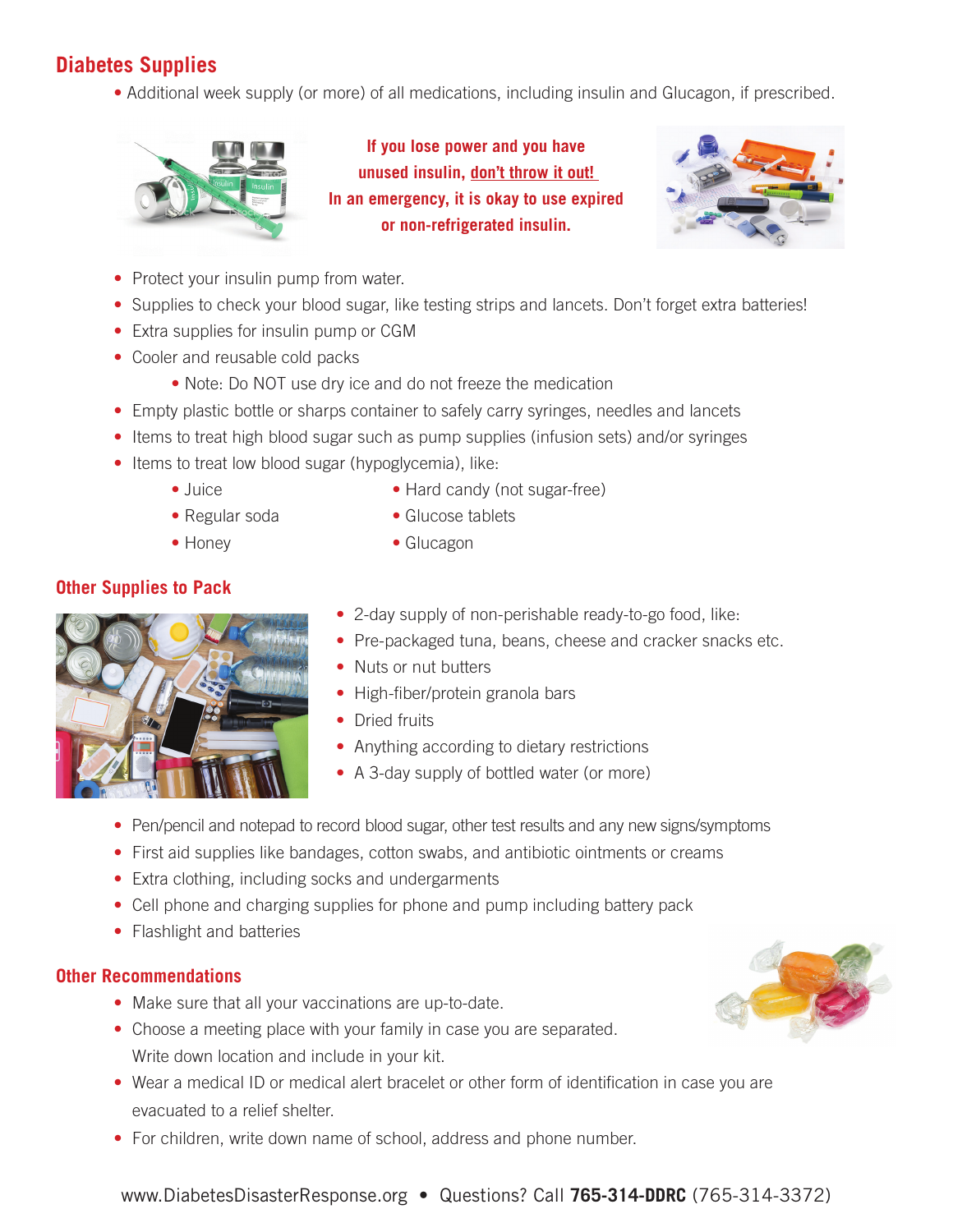## Diabetes Supplies

- Additional week supply (or more) of all medications, including insulin and Glucagon, if prescribed.

**If you lose power and you have unused insulin, <u>don't throw it out!</u> In an emergency, it is okay to use expired or non-refrigerated insulin.**

- Protect your insulin pump from water.
- Supplies to check your blood sugar, like testing strips and lancets. Don't forget extra batteries!
- Extra supplies for insulin pump or CGM
- Cooler and reusable cold packs
  - Note: Do NOT use dry ice and do not freeze the medication
- Empty plastic bottle or sharps container to safely carry syringes, needles and lancets
- Items to treat high blood sugar such as pump supplies (infusion sets) and/or syringes
- Items to treat low blood sugar (hypoglycemia), like:
  - Juice
  - Regular soda
  - Honey
  - Hard candy (not sugar-free)
  - Glucose tablets
  - Glucagon

### Other Supplies to Pack

- 2-day supply of non-perishable ready-to-go food, like:
- Pre-packaged tuna, beans, cheese and cracker snacks etc.
- Nuts or nut butters
- High-fiber/protein granola bars
- Dried fruits
- Anything according to dietary restrictions
- A 3-day supply of bottled water (or more)
- Pen/pencil and notepad to record blood sugar, other test results and any new signs/symptoms
- First aid supplies like bandages, cotton swabs, and antibiotic ointments or creams
- Extra clothing, including socks and undergarments
- Cell phone and charging supplies for phone and pump including battery pack
- Flashlight and batteries

### Other Recommendations

- Make sure that all your vaccinations are up-to-date.
- Choose a meeting place with your family in case you are separated. Write down location and include in your kit.
- Wear a medical ID or medical alert bracelet or other form of identification in case you are evacuated to a relief shelter.
- For children, write down name of school, address and phone number.

www.DiabetesDisasterResponse.org • Questions? Call **765-314-DDRC** (765-314-3372)